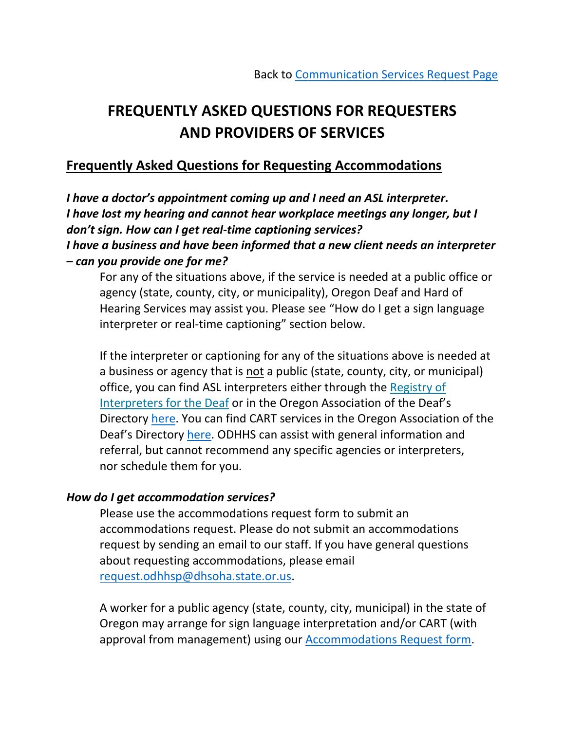Back to Communication Services Request Page

# FREQUENTLY ASKED QUESTIONS FOR REQUESTERS AND PROVIDERS OF SERVICES

## Frequently Asked Questions for Requesting Accommodations

***I have a doctor's appointment coming up and I need an ASL interpreter.***
***I have lost my hearing and cannot hear workplace meetings any longer, but I don't sign. How can I get real-time captioning services?***
***I have a business and have been informed that a new client needs an interpreter – can you provide one for me?***

For any of the situations above, if the service is needed at a public office or agency (state, county, city, or municipality), Oregon Deaf and Hard of Hearing Services may assist you. Please see "How do I get a sign language interpreter or real-time captioning" section below.

If the interpreter or captioning for any of the situations above is needed at a business or agency that is not a public (state, county, city, or municipal) office, you can find ASL interpreters either through the Registry of Interpreters for the Deaf or in the Oregon Association of the Deaf's Directory here. You can find CART services in the Oregon Association of the Deaf's Directory here. ODHHS can assist with general information and referral, but cannot recommend any specific agencies or interpreters, nor schedule them for you.

***How do I get accommodation services?***

Please use the accommodations request form to submit an accommodations request. Please do not submit an accommodations request by sending an email to our staff. If you have general questions about requesting accommodations, please email request.odhhsp@dhsoha.state.or.us.

A worker for a public agency (state, county, city, municipal) in the state of Oregon may arrange for sign language interpretation and/or CART (with approval from management) using our Accommodations Request form.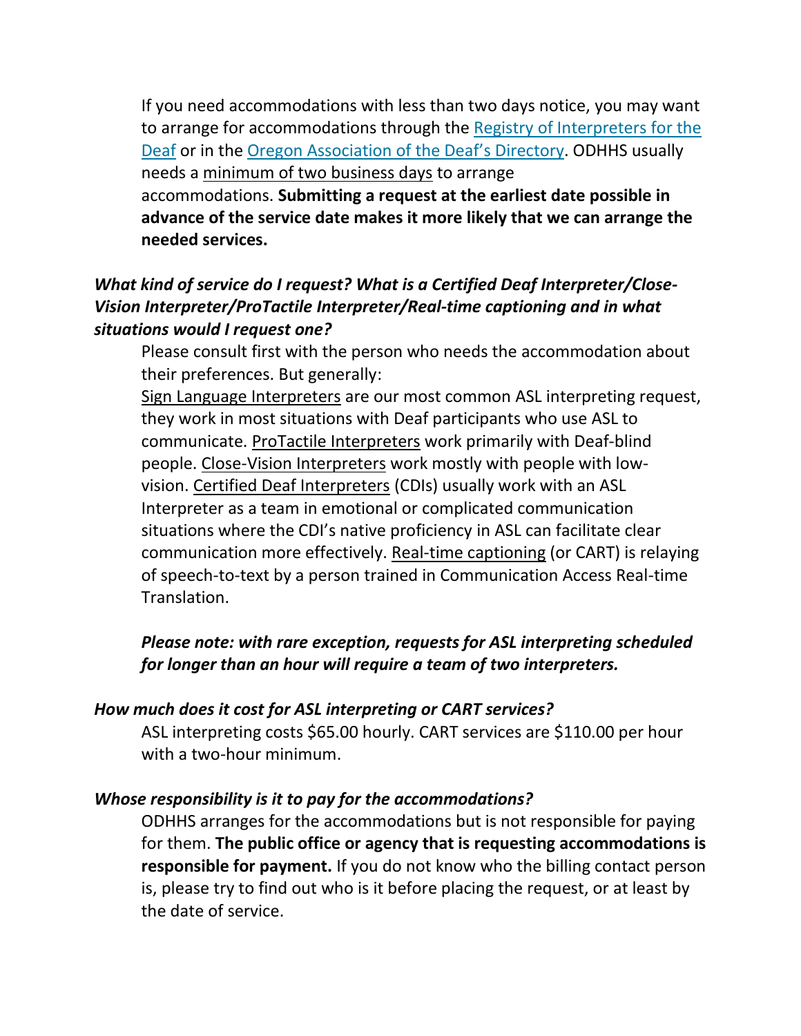If you need accommodations with less than two days notice, you may want to arrange for accommodations through the [Registry of Interpreters for the Deaf]() or in the [Oregon Association of the Deaf's Directory](). ODHHS usually needs a minimum of two business days to arrange accommodations. **Submitting a request at the earliest date possible in advance of the service date makes it more likely that we can arrange the needed services.**

***What kind of service do I request? What is a Certified Deaf Interpreter/Close-Vision Interpreter/ProTactile Interpreter/Real-time captioning and in what situations would I request one?***

Please consult first with the person who needs the accommodation about their preferences. But generally:

Sign Language Interpreters are our most common ASL interpreting request, they work in most situations with Deaf participants who use ASL to communicate. ProTactile Interpreters work primarily with Deaf-blind people. Close-Vision Interpreters work mostly with people with low-vision. Certified Deaf Interpreters (CDIs) usually work with an ASL Interpreter as a team in emotional or complicated communication situations where the CDI's native proficiency in ASL can facilitate clear communication more effectively. Real-time captioning (or CART) is relaying of speech-to-text by a person trained in Communication Access Real-time Translation.

***Please note: with rare exception, requests for ASL interpreting scheduled for longer than an hour will require a team of two interpreters.***

***How much does it cost for ASL interpreting or CART services?***

ASL interpreting costs $65.00 hourly. CART services are $110.00 per hour with a two-hour minimum.

***Whose responsibility is it to pay for the accommodations?***

ODHHS arranges for the accommodations but is not responsible for paying for them. **The public office or agency that is requesting accommodations is responsible for payment.** If you do not know who the billing contact person is, please try to find out who is it before placing the request, or at least by the date of service.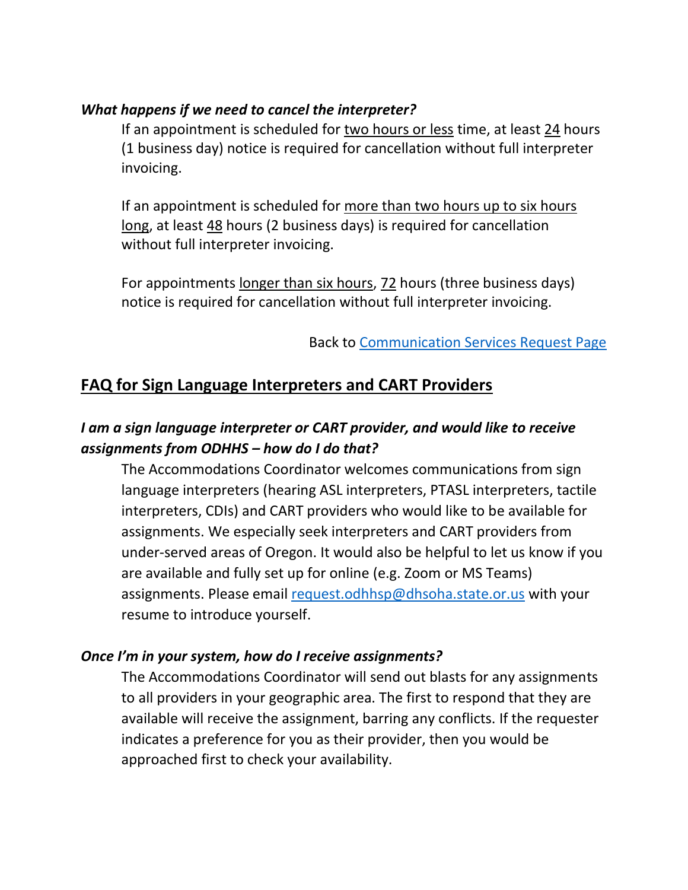***What happens if we need to cancel the interpreter?***

If an appointment is scheduled for <u>two hours or less</u> time, at least <u>24</u> hours (1 business day) notice is required for cancellation without full interpreter invoicing.

If an appointment is scheduled for <u>more than two hours up to six hours long</u>, at least <u>48</u> hours (2 business days) is required for cancellation without full interpreter invoicing.

For appointments <u>longer than six hours</u>, <u>72</u> hours (three business days) notice is required for cancellation without full interpreter invoicing.

Back to [Communication Services Request Page]()

## FAQ for Sign Language Interpreters and CART Providers

### *I am a sign language interpreter or CART provider, and would like to receive assignments from ODHHS – how do I do that?*

The Accommodations Coordinator welcomes communications from sign language interpreters (hearing ASL interpreters, PTASL interpreters, tactile interpreters, CDIs) and CART providers who would like to be available for assignments. We especially seek interpreters and CART providers from under-served areas of Oregon. It would also be helpful to let us know if you are available and fully set up for online (e.g. Zoom or MS Teams) assignments. Please email [request.odhhsp@dhsoha.state.or.us](mailto:request.odhhsp@dhsoha.state.or.us) with your resume to introduce yourself.

***Once I'm in your system, how do I receive assignments?***

The Accommodations Coordinator will send out blasts for any assignments to all providers in your geographic area. The first to respond that they are available will receive the assignment, barring any conflicts. If the requester indicates a preference for you as their provider, then you would be approached first to check your availability.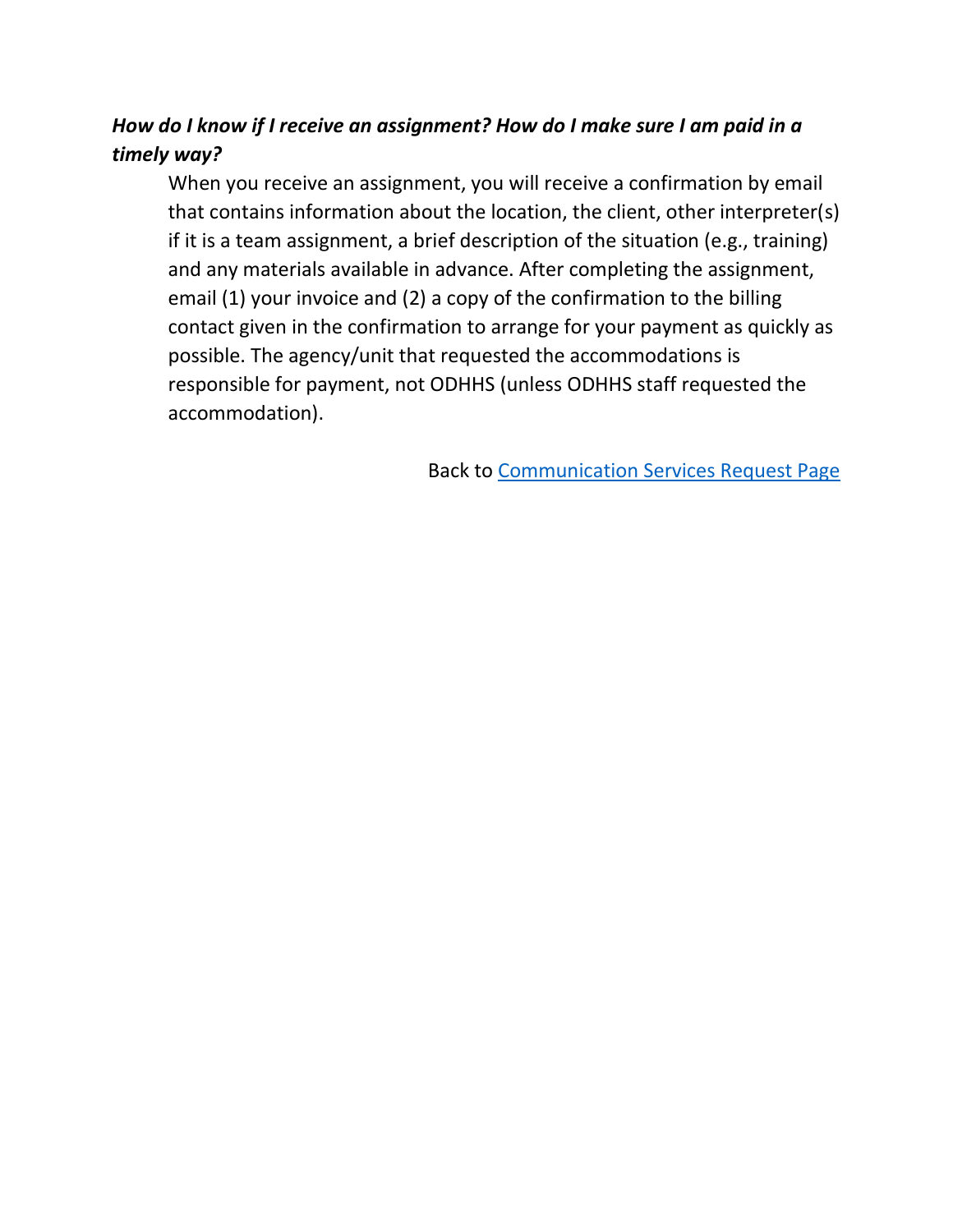***How do I know if I receive an assignment? How do I make sure I am paid in a timely way?***

When you receive an assignment, you will receive a confirmation by email that contains information about the location, the client, other interpreter(s) if it is a team assignment, a brief description of the situation (e.g., training) and any materials available in advance. After completing the assignment, email (1) your invoice and (2) a copy of the confirmation to the billing contact given in the confirmation to arrange for your payment as quickly as possible. The agency/unit that requested the accommodations is responsible for payment, not ODHHS (unless ODHHS staff requested the accommodation).

Back to Communication Services Request Page